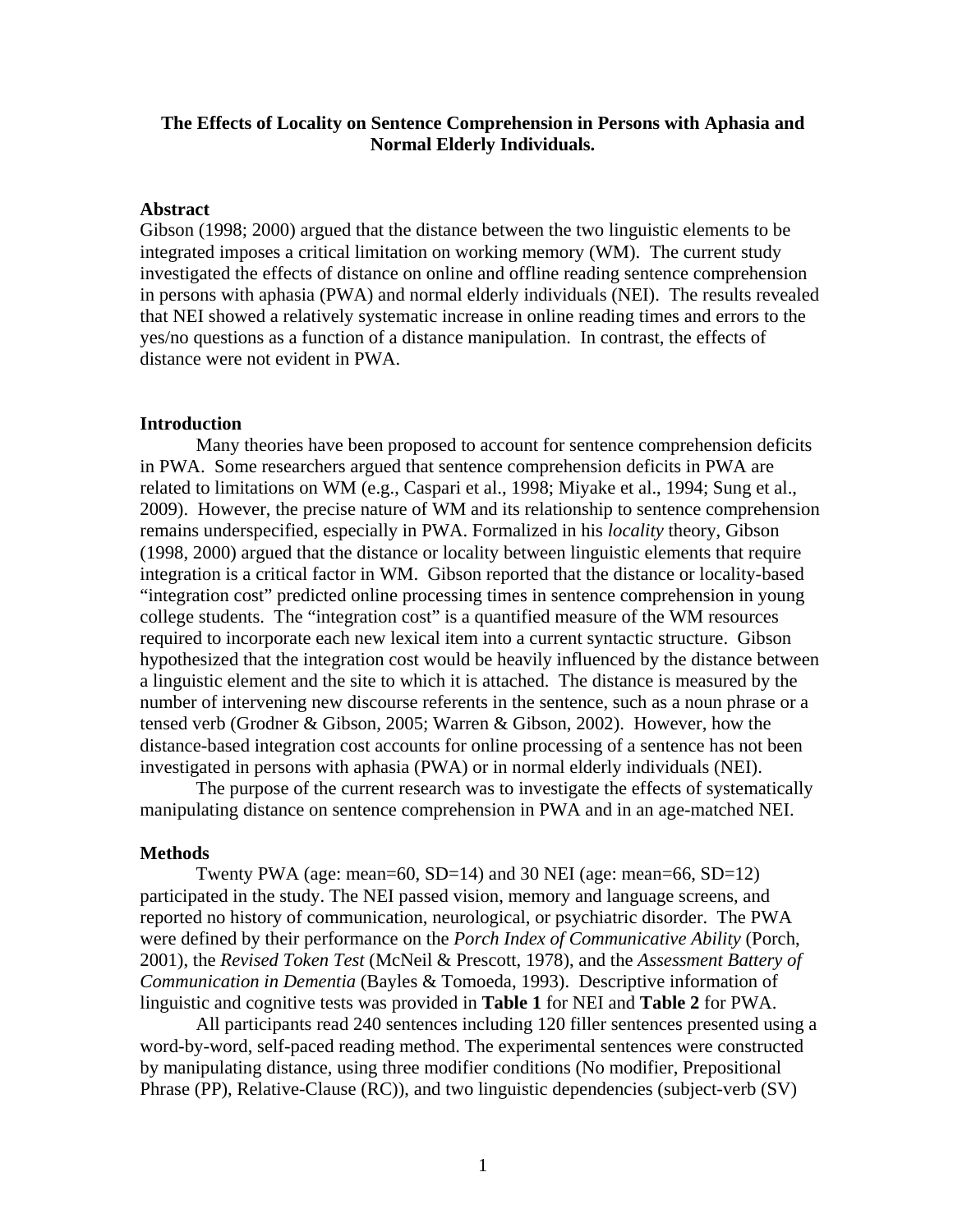# The Effects of Locality on Sentence Comprehension in Persons with Aphasia and Normal Elderly Individuals.

## Abstract

Gibson (1998; 2000) argued that the distance between the two linguistic elements to be integrated imposes a critical limitation on working memory (WM). The current study investigated the effects of distance on online and offline reading sentence comprehension in persons with aphasia (PWA) and normal elderly individuals (NEI). The results revealed that NEI showed a relatively systematic increase in online reading times and errors to the yes/no questions as a function of a distance manipulation. In contrast, the effects of distance were not evident in PWA.

## Introduction

Many theories have been proposed to account for sentence comprehension deficits in PWA. Some researchers argued that sentence comprehension deficits in PWA are related to limitations on WM (e.g., Caspari et al., 1998; Miyake et al., 1994; Sung et al., 2009). However, the precise nature of WM and its relationship to sentence comprehension remains underspecified, especially in PWA. Formalized in his *locality* theory, Gibson (1998, 2000) argued that the distance or locality between linguistic elements that require integration is a critical factor in WM. Gibson reported that the distance or locality-based "integration cost" predicted online processing times in sentence comprehension in young college students. The "integration cost" is a quantified measure of the WM resources required to incorporate each new lexical item into a current syntactic structure. Gibson hypothesized that the integration cost would be heavily influenced by the distance between a linguistic element and the site to which it is attached. The distance is measured by the number of intervening new discourse referents in the sentence, such as a noun phrase or a tensed verb (Grodner & Gibson, 2005; Warren & Gibson, 2002). However, how the distance-based integration cost accounts for online processing of a sentence has not been investigated in persons with aphasia (PWA) or in normal elderly individuals (NEI).

The purpose of the current research was to investigate the effects of systematically manipulating distance on sentence comprehension in PWA and in an age-matched NEI.

## Methods

Twenty PWA (age: mean=60, SD=14) and 30 NEI (age: mean=66, SD=12) participated in the study. The NEI passed vision, memory and language screens, and reported no history of communication, neurological, or psychiatric disorder. The PWA were defined by their performance on the *Porch Index of Communicative Ability* (Porch, 2001), the *Revised Token Test* (McNeil & Prescott, 1978), and the *Assessment Battery of Communication in Dementia* (Bayles & Tomoeda, 1993). Descriptive information of linguistic and cognitive tests was provided in **Table 1** for NEI and **Table 2** for PWA.

All participants read 240 sentences including 120 filler sentences presented using a word-by-word, self-paced reading method. The experimental sentences were constructed by manipulating distance, using three modifier conditions (No modifier, Prepositional Phrase (PP), Relative-Clause (RC)), and two linguistic dependencies (subject-verb (SV)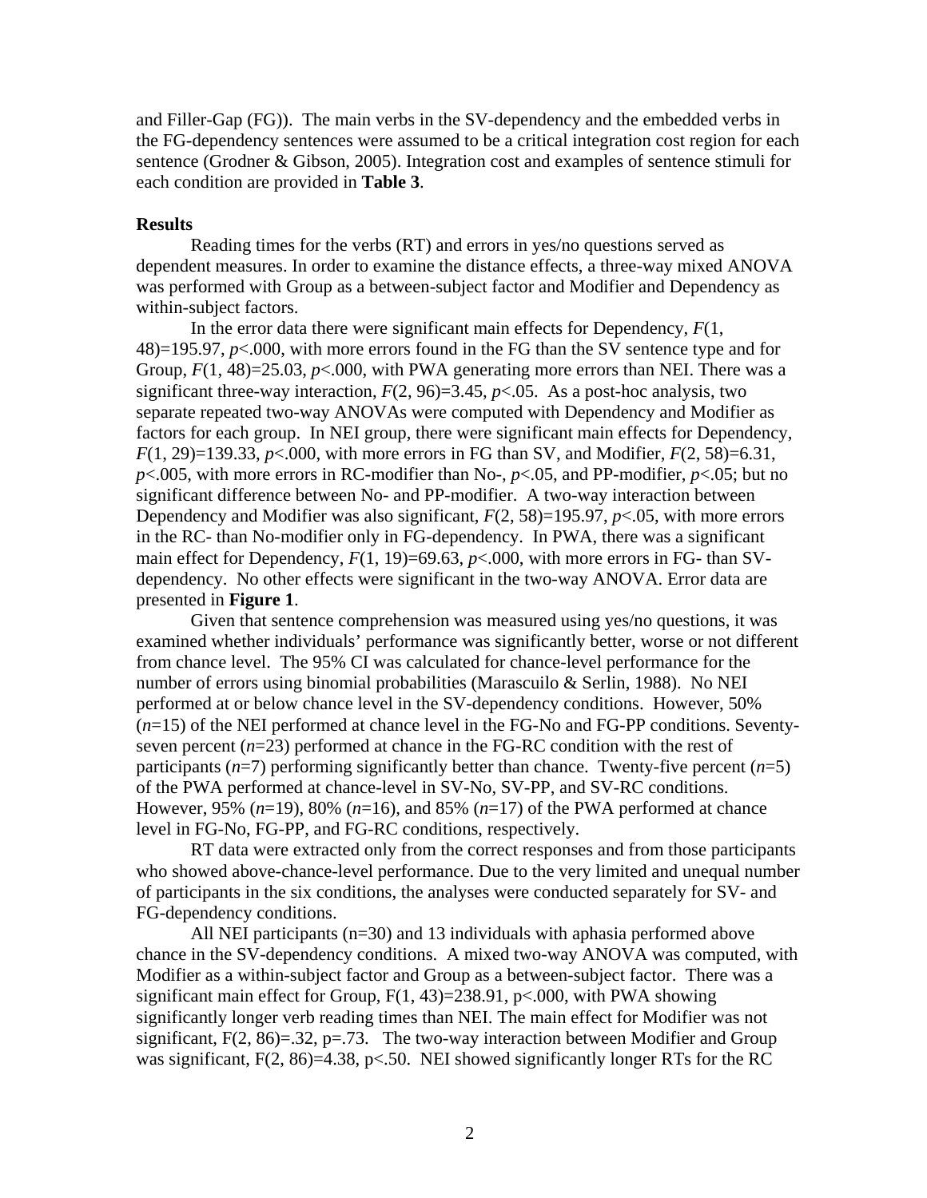and Filler-Gap (FG)). The main verbs in the SV-dependency and the embedded verbs in the FG-dependency sentences were assumed to be a critical integration cost region for each sentence (Grodner & Gibson, 2005). Integration cost and examples of sentence stimuli for each condition are provided in **Table 3**.

## Results

Reading times for the verbs (RT) and errors in yes/no questions served as dependent measures. In order to examine the distance effects, a three-way mixed ANOVA was performed with Group as a between-subject factor and Modifier and Dependency as within-subject factors.

In the error data there were significant main effects for Dependency, $F(1, 48)=195.97$, $p<.000$, with more errors found in the FG than the SV sentence type and for Group, $F(1, 48)=25.03$, $p<.000$, with PWA generating more errors than NEI. There was a significant three-way interaction, $F(2, 96)=3.45$, $p<.05$. As a post-hoc analysis, two separate repeated two-way ANOVAs were computed with Dependency and Modifier as factors for each group. In NEI group, there were significant main effects for Dependency, $F(1, 29)=139.33$, $p<.000$, with more errors in FG than SV, and Modifier, $F(2, 58)=6.31$, $p<.005$, with more errors in RC-modifier than No-, $p<.05$, and PP-modifier, $p<.05$; but no significant difference between No- and PP-modifier. A two-way interaction between Dependency and Modifier was also significant, $F(2, 58)=195.97$, $p<.05$, with more errors in the RC- than No-modifier only in FG-dependency. In PWA, there was a significant main effect for Dependency, $F(1, 19)=69.63$, $p<.000$, with more errors in FG- than SV-dependency. No other effects were significant in the two-way ANOVA. Error data are presented in **Figure 1**.

Given that sentence comprehension was measured using yes/no questions, it was examined whether individuals' performance was significantly better, worse or not different from chance level. The 95% CI was calculated for chance-level performance for the number of errors using binomial probabilities (Marascuilo & Serlin, 1988). No NEI performed at or below chance level in the SV-dependency conditions. However, 50% ($n=15$) of the NEI performed at chance level in the FG-No and FG-PP conditions. Seventy-seven percent ($n=23$) performed at chance in the FG-RC condition with the rest of participants ($n=7$) performing significantly better than chance. Twenty-five percent ($n=5$) of the PWA performed at chance-level in SV-No, SV-PP, and SV-RC conditions. However, 95% ($n=19$), 80% ($n=16$), and 85% ($n=17$) of the PWA performed at chance level in FG-No, FG-PP, and FG-RC conditions, respectively.

RT data were extracted only from the correct responses and from those participants who showed above-chance-level performance. Due to the very limited and unequal number of participants in the six conditions, the analyses were conducted separately for SV- and FG-dependency conditions.

All NEI participants (n=30) and 13 individuals with aphasia performed above chance in the SV-dependency conditions. A mixed two-way ANOVA was computed, with Modifier as a within-subject factor and Group as a between-subject factor. There was a significant main effect for Group, $F(1, 43)=238.91$, $p<.000$, with PWA showing significantly longer verb reading times than NEI. The main effect for Modifier was not significant, $F(2, 86)=.32$, $p=.73$. The two-way interaction between Modifier and Group was significant, $F(2, 86)=4.38$, $p<.50$. NEI showed significantly longer RTs for the RC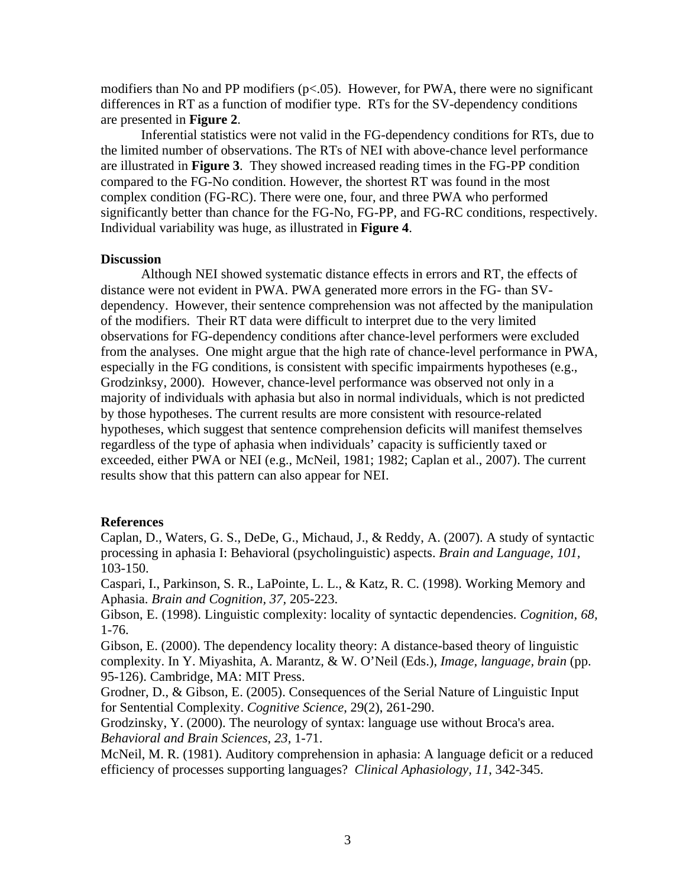modifiers than No and PP modifiers ($p<.05$). However, for PWA, there were no significant differences in RT as a function of modifier type. RTs for the SV-dependency conditions are presented in **Figure 2**.

Inferential statistics were not valid in the FG-dependency conditions for RTs, due to the limited number of observations. The RTs of NEI with above-chance level performance are illustrated in **Figure 3**. They showed increased reading times in the FG-PP condition compared to the FG-No condition. However, the shortest RT was found in the most complex condition (FG-RC). There were one, four, and three PWA who performed significantly better than chance for the FG-No, FG-PP, and FG-RC conditions, respectively. Individual variability was huge, as illustrated in **Figure 4**.

**Discussion**

Although NEI showed systematic distance effects in errors and RT, the effects of distance were not evident in PWA. PWA generated more errors in the FG- than SV-dependency. However, their sentence comprehension was not affected by the manipulation of the modifiers. Their RT data were difficult to interpret due to the very limited observations for FG-dependency conditions after chance-level performers were excluded from the analyses. One might argue that the high rate of chance-level performance in PWA, especially in the FG conditions, is consistent with specific impairments hypotheses (e.g., Grodzinksy, 2000). However, chance-level performance was observed not only in a majority of individuals with aphasia but also in normal individuals, which is not predicted by those hypotheses. The current results are more consistent with resource-related hypotheses, which suggest that sentence comprehension deficits will manifest themselves regardless of the type of aphasia when individuals' capacity is sufficiently taxed or exceeded, either PWA or NEI (e.g., McNeil, 1981; 1982; Caplan et al., 2007). The current results show that this pattern can also appear for NEI.

**References**

Caplan, D., Waters, G. S., DeDe, G., Michaud, J., & Reddy, A. (2007). A study of syntactic processing in aphasia I: Behavioral (psycholinguistic) aspects. *Brain and Language, 101,* 103-150.

Caspari, I., Parkinson, S. R., LaPointe, L. L., & Katz, R. C. (1998). Working Memory and Aphasia. *Brain and Cognition, 37,* 205-223.

Gibson, E. (1998). Linguistic complexity: locality of syntactic dependencies. *Cognition, 68,* 1-76.

Gibson, E. (2000). The dependency locality theory: A distance-based theory of linguistic complexity. In Y. Miyashita, A. Marantz, & W. O'Neil (Eds.), *Image, language, brain* (pp. 95-126). Cambridge, MA: MIT Press.

Grodner, D., & Gibson, E. (2005). Consequences of the Serial Nature of Linguistic Input for Sentential Complexity. *Cognitive Science*, 29(2), 261-290.

Grodzinsky, Y. (2000). The neurology of syntax: language use without Broca's area. *Behavioral and Brain Sciences, 23,* 1-71.

McNeil, M. R. (1981). Auditory comprehension in aphasia: A language deficit or a reduced efficiency of processes supporting languages? *Clinical Aphasiology, 11*, 342-345.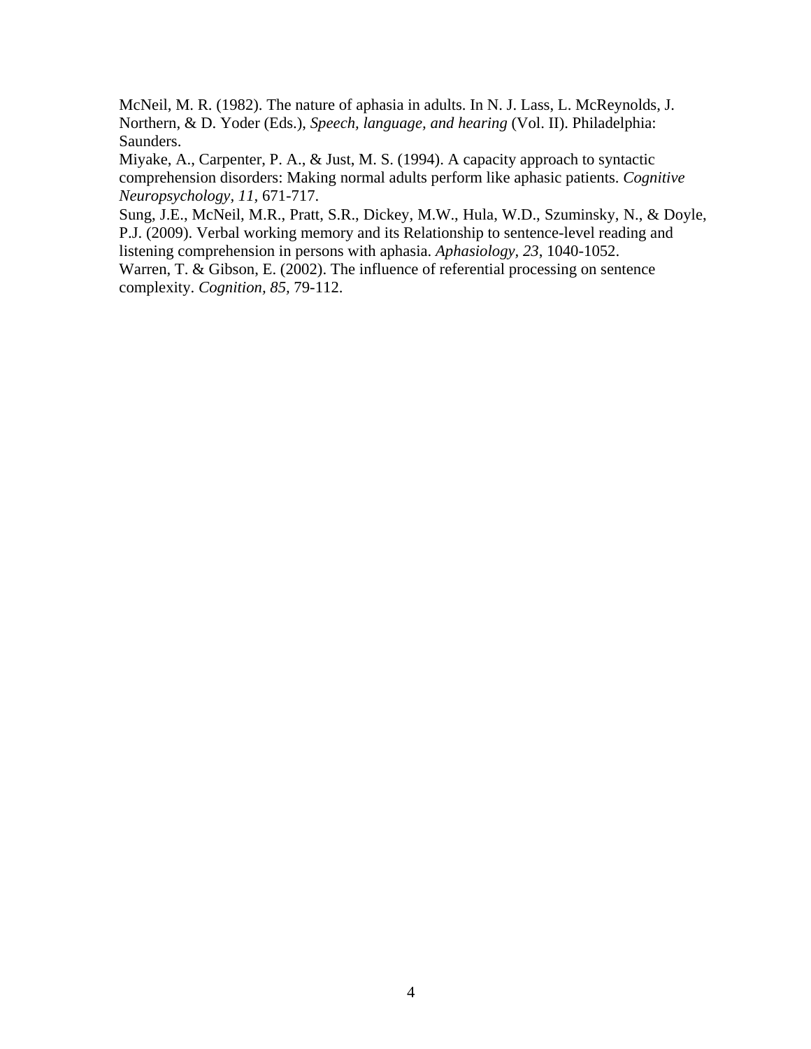McNeil, M. R. (1982). The nature of aphasia in adults. In N. J. Lass, L. McReynolds, J. Northern, & D. Yoder (Eds.), *Speech, language, and hearing* (Vol. II). Philadelphia: Saunders.

Miyake, A., Carpenter, P. A., & Just, M. S. (1994). A capacity approach to syntactic comprehension disorders: Making normal adults perform like aphasic patients. *Cognitive Neuropsychology*, *11*, 671-717.

Sung, J.E., McNeil, M.R., Pratt, S.R., Dickey, M.W., Hula, W.D., Szuminsky, N., & Doyle, P.J. (2009). Verbal working memory and its Relationship to sentence-level reading and listening comprehension in persons with aphasia. *Aphasiology*, *23*, 1040-1052.

Warren, T. & Gibson, E. (2002). The influence of referential processing on sentence complexity. *Cognition, 85,* 79-112.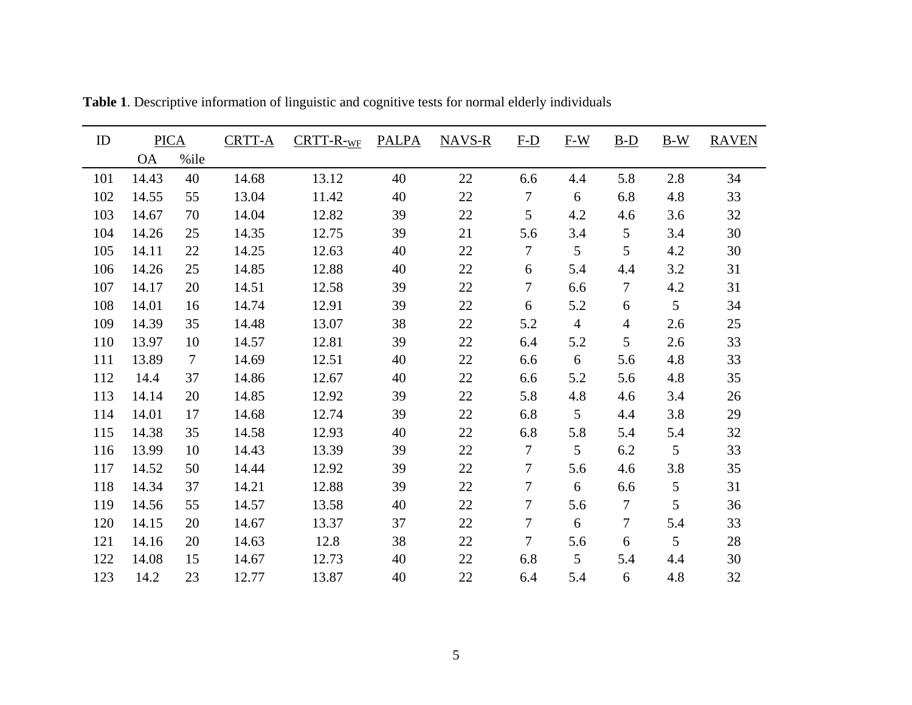**Table 1**. Descriptive information of linguistic and cognitive tests for normal elderly individuals

| ID | PICA | | CRTT-A | CRTT-R-$_{WF}$ | PALPA | NAVS-R | F-D | F-W | B-D | B-W | RAVEN |
|---|---|---|---|---|---|---|---|---|---|---|---|
| | OA | %ile | | | | | | | | | |
| 101 | 14.43 | 40 | 14.68 | 13.12 | 40 | 22 | 6.6 | 4.4 | 5.8 | 2.8 | 34 |
| 102 | 14.55 | 55 | 13.04 | 11.42 | 40 | 22 | 7 | 6 | 6.8 | 4.8 | 33 |
| 103 | 14.67 | 70 | 14.04 | 12.82 | 39 | 22 | 5 | 4.2 | 4.6 | 3.6 | 32 |
| 104 | 14.26 | 25 | 14.35 | 12.75 | 39 | 21 | 5.6 | 3.4 | 5 | 3.4 | 30 |
| 105 | 14.11 | 22 | 14.25 | 12.63 | 40 | 22 | 7 | 5 | 5 | 4.2 | 30 |
| 106 | 14.26 | 25 | 14.85 | 12.88 | 40 | 22 | 6 | 5.4 | 4.4 | 3.2 | 31 |
| 107 | 14.17 | 20 | 14.51 | 12.58 | 39 | 22 | 7 | 6.6 | 7 | 4.2 | 31 |
| 108 | 14.01 | 16 | 14.74 | 12.91 | 39 | 22 | 6 | 5.2 | 6 | 5 | 34 |
| 109 | 14.39 | 35 | 14.48 | 13.07 | 38 | 22 | 5.2 | 4 | 4 | 2.6 | 25 |
| 110 | 13.97 | 10 | 14.57 | 12.81 | 39 | 22 | 6.4 | 5.2 | 5 | 2.6 | 33 |
| 111 | 13.89 | 7 | 14.69 | 12.51 | 40 | 22 | 6.6 | 6 | 5.6 | 4.8 | 33 |
| 112 | 14.4 | 37 | 14.86 | 12.67 | 40 | 22 | 6.6 | 5.2 | 5.6 | 4.8 | 35 |
| 113 | 14.14 | 20 | 14.85 | 12.92 | 39 | 22 | 5.8 | 4.8 | 4.6 | 3.4 | 26 |
| 114 | 14.01 | 17 | 14.68 | 12.74 | 39 | 22 | 6.8 | 5 | 4.4 | 3.8 | 29 |
| 115 | 14.38 | 35 | 14.58 | 12.93 | 40 | 22 | 6.8 | 5.8 | 5.4 | 5.4 | 32 |
| 116 | 13.99 | 10 | 14.43 | 13.39 | 39 | 22 | 7 | 5 | 6.2 | 5 | 33 |
| 117 | 14.52 | 50 | 14.44 | 12.92 | 39 | 22 | 7 | 5.6 | 4.6 | 3.8 | 35 |
| 118 | 14.34 | 37 | 14.21 | 12.88 | 39 | 22 | 7 | 6 | 6.6 | 5 | 31 |
| 119 | 14.56 | 55 | 14.57 | 13.58 | 40 | 22 | 7 | 5.6 | 7 | 5 | 36 |
| 120 | 14.15 | 20 | 14.67 | 13.37 | 37 | 22 | 7 | 6 | 7 | 5.4 | 33 |
| 121 | 14.16 | 20 | 14.63 | 12.8 | 38 | 22 | 7 | 5.6 | 6 | 5 | 28 |
| 122 | 14.08 | 15 | 14.67 | 12.73 | 40 | 22 | 6.8 | 5 | 5.4 | 4.4 | 30 |
| 123 | 14.2 | 23 | 12.77 | 13.87 | 40 | 22 | 6.4 | 5.4 | 6 | 4.8 | 32 |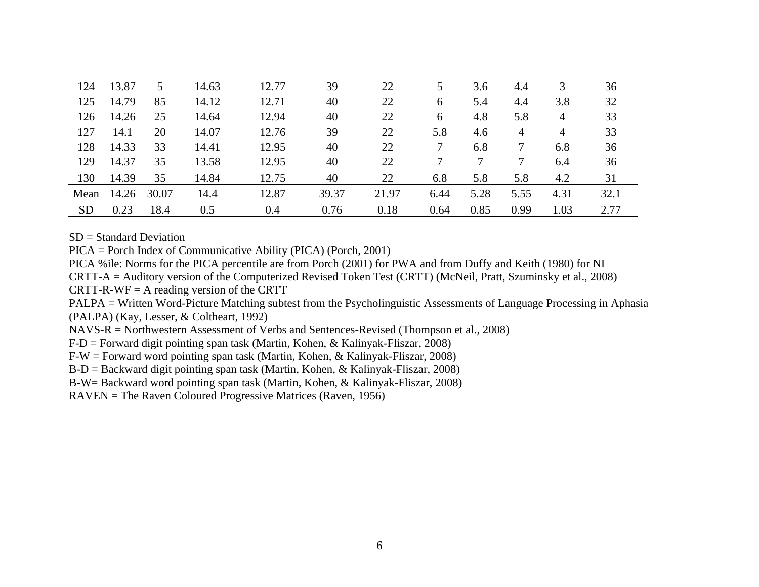| | | | | | | | | | | | |
|---|---|---|---|---|---|---|---|---|---|---|---|
| 124 | 13.87 | 5 | 14.63 | 12.77 | 39 | 22 | 5 | 3.6 | 4.4 | 3 | 36 |
| 125 | 14.79 | 85 | 14.12 | 12.71 | 40 | 22 | 6 | 5.4 | 4.4 | 3.8 | 32 |
| 126 | 14.26 | 25 | 14.64 | 12.94 | 40 | 22 | 6 | 4.8 | 5.8 | 4 | 33 |
| 127 | 14.1 | 20 | 14.07 | 12.76 | 39 | 22 | 5.8 | 4.6 | 4 | 4 | 33 |
| 128 | 14.33 | 33 | 14.41 | 12.95 | 40 | 22 | 7 | 6.8 | 7 | 6.8 | 36 |
| 129 | 14.37 | 35 | 13.58 | 12.95 | 40 | 22 | 7 | 7 | 7 | 6.4 | 36 |
| 130 | 14.39 | 35 | 14.84 | 12.75 | 40 | 22 | 6.8 | 5.8 | 5.8 | 4.2 | 31 |
| Mean | 14.26 | 30.07 | 14.4 | 12.87 | 39.37 | 21.97 | 6.44 | 5.28 | 5.55 | 4.31 | 32.1 |
| SD | 0.23 | 18.4 | 0.5 | 0.4 | 0.76 | 0.18 | 0.64 | 0.85 | 0.99 | 1.03 | 2.77 |

SD = Standard Deviation

PICA = Porch Index of Communicative Ability (PICA) (Porch, 2001)

PICA %ile: Norms for the PICA percentile are from Porch (2001) for PWA and from Duffy and Keith (1980) for NI

CRTT-A = Auditory version of the Computerized Revised Token Test (CRTT) (McNeil, Pratt, Szuminsky et al., 2008)

CRTT-R-WF = A reading version of the CRTT

PALPA = Written Word-Picture Matching subtest from the Psycholinguistic Assessments of Language Processing in Aphasia (PALPA) (Kay, Lesser, & Coltheart, 1992)

NAVS-R = Northwestern Assessment of Verbs and Sentences-Revised (Thompson et al., 2008)

F-D = Forward digit pointing span task (Martin, Kohen, & Kalinyak-Fliszar, 2008)

F-W = Forward word pointing span task (Martin, Kohen, & Kalinyak-Fliszar, 2008)

B-D = Backward digit pointing span task (Martin, Kohen, & Kalinyak-Fliszar, 2008)

B-W= Backward word pointing span task (Martin, Kohen, & Kalinyak-Fliszar, 2008)

RAVEN = The Raven Coloured Progressive Matrices (Raven, 1956)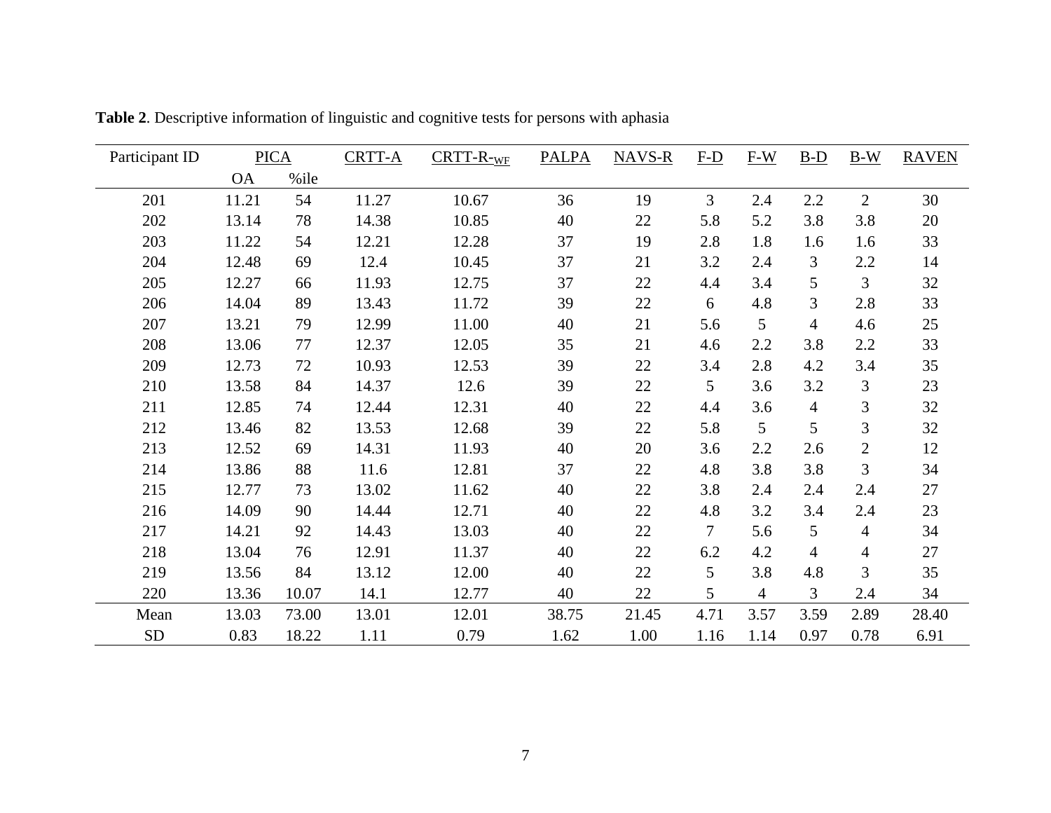**Table 2**. Descriptive information of linguistic and cognitive tests for persons with aphasia

| Participant ID | PICA | | CRTT-A | CRTT-R-$_{WF}$ | PALPA | NAVS-R | F-D | F-W | B-D | B-W | RAVEN |
|---|---|---|---|---|---|---|---|---|---|---|---|
| | OA | %ile | | | | | | | | | |
| 201 | 11.21 | 54 | 11.27 | 10.67 | 36 | 19 | 3 | 2.4 | 2.2 | 2 | 30 |
| 202 | 13.14 | 78 | 14.38 | 10.85 | 40 | 22 | 5.8 | 5.2 | 3.8 | 3.8 | 20 |
| 203 | 11.22 | 54 | 12.21 | 12.28 | 37 | 19 | 2.8 | 1.8 | 1.6 | 1.6 | 33 |
| 204 | 12.48 | 69 | 12.4 | 10.45 | 37 | 21 | 3.2 | 2.4 | 3 | 2.2 | 14 |
| 205 | 12.27 | 66 | 11.93 | 12.75 | 37 | 22 | 4.4 | 3.4 | 5 | 3 | 32 |
| 206 | 14.04 | 89 | 13.43 | 11.72 | 39 | 22 | 6 | 4.8 | 3 | 2.8 | 33 |
| 207 | 13.21 | 79 | 12.99 | 11.00 | 40 | 21 | 5.6 | 5 | 4 | 4.6 | 25 |
| 208 | 13.06 | 77 | 12.37 | 12.05 | 35 | 21 | 4.6 | 2.2 | 3.8 | 2.2 | 33 |
| 209 | 12.73 | 72 | 10.93 | 12.53 | 39 | 22 | 3.4 | 2.8 | 4.2 | 3.4 | 35 |
| 210 | 13.58 | 84 | 14.37 | 12.6 | 39 | 22 | 5 | 3.6 | 3.2 | 3 | 23 |
| 211 | 12.85 | 74 | 12.44 | 12.31 | 40 | 22 | 4.4 | 3.6 | 4 | 3 | 32 |
| 212 | 13.46 | 82 | 13.53 | 12.68 | 39 | 22 | 5.8 | 5 | 5 | 3 | 32 |
| 213 | 12.52 | 69 | 14.31 | 11.93 | 40 | 20 | 3.6 | 2.2 | 2.6 | 2 | 12 |
| 214 | 13.86 | 88 | 11.6 | 12.81 | 37 | 22 | 4.8 | 3.8 | 3.8 | 3 | 34 |
| 215 | 12.77 | 73 | 13.02 | 11.62 | 40 | 22 | 3.8 | 2.4 | 2.4 | 2.4 | 27 |
| 216 | 14.09 | 90 | 14.44 | 12.71 | 40 | 22 | 4.8 | 3.2 | 3.4 | 2.4 | 23 |
| 217 | 14.21 | 92 | 14.43 | 13.03 | 40 | 22 | 7 | 5.6 | 5 | 4 | 34 |
| 218 | 13.04 | 76 | 12.91 | 11.37 | 40 | 22 | 6.2 | 4.2 | 4 | 4 | 27 |
| 219 | 13.56 | 84 | 13.12 | 12.00 | 40 | 22 | 5 | 3.8 | 4.8 | 3 | 35 |
| 220 | 13.36 | 10.07 | 14.1 | 12.77 | 40 | 22 | 5 | 4 | 3 | 2.4 | 34 |
| Mean | 13.03 | 73.00 | 13.01 | 12.01 | 38.75 | 21.45 | 4.71 | 3.57 | 3.59 | 2.89 | 28.40 |
| SD | 0.83 | 18.22 | 1.11 | 0.79 | 1.62 | 1.00 | 1.16 | 1.14 | 0.97 | 0.78 | 6.91 |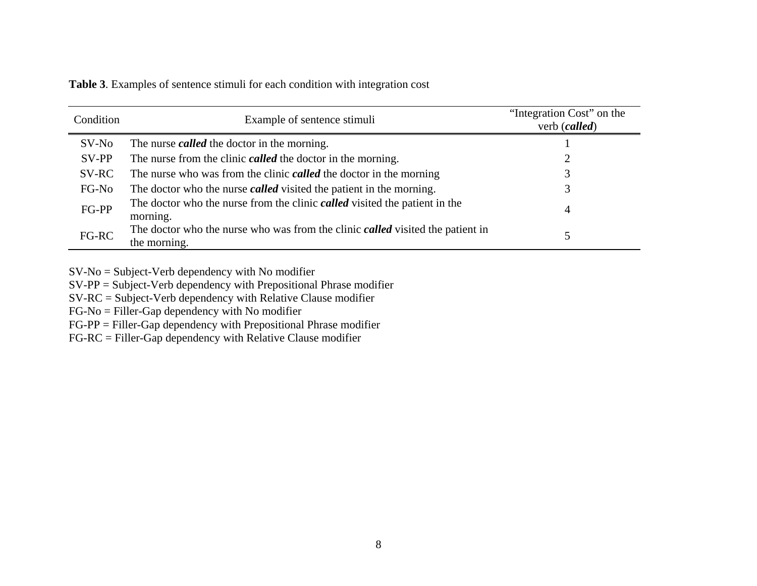**Table 3**. Examples of sentence stimuli for each condition with integration cost

| Condition | Example of sentence stimuli | "Integration Cost" on the verb (***called***) |
|---|---|---|
| SV-No | The nurse ***called*** the doctor in the morning. | 1 |
| SV-PP | The nurse from the clinic ***called*** the doctor in the morning. | 2 |
| SV-RC | The nurse who was from the clinic ***called*** the doctor in the morning | 3 |
| FG-No | The doctor who the nurse ***called*** visited the patient in the morning. | 3 |
| FG-PP | The doctor who the nurse from the clinic ***called*** visited the patient in the morning. | 4 |
| FG-RC | The doctor who the nurse who was from the clinic ***called*** visited the patient in the morning. | 5 |

SV-No = Subject-Verb dependency with No modifier
SV-PP = Subject-Verb dependency with Prepositional Phrase modifier
SV-RC = Subject-Verb dependency with Relative Clause modifier
FG-No = Filler-Gap dependency with No modifier
FG-PP = Filler-Gap dependency with Prepositional Phrase modifier
FG-RC = Filler-Gap dependency with Relative Clause modifier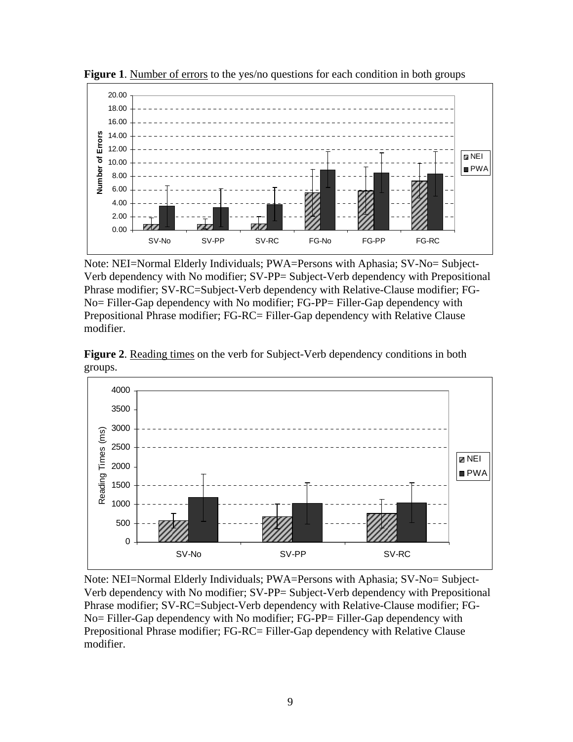**Figure 1**. Number of errors to the yes/no questions for each condition in both groups

Note: NEI=Normal Elderly Individuals; PWA=Persons with Aphasia; SV-No= Subject-Verb dependency with No modifier; SV-PP= Subject-Verb dependency with Prepositional Phrase modifier; SV-RC=Subject-Verb dependency with Relative-Clause modifier; FG-No= Filler-Gap dependency with No modifier; FG-PP= Filler-Gap dependency with Prepositional Phrase modifier; FG-RC= Filler-Gap dependency with Relative Clause modifier.

**Figure 2**. Reading times on the verb for Subject-Verb dependency conditions in both groups.

Note: NEI=Normal Elderly Individuals; PWA=Persons with Aphasia; SV-No= Subject-Verb dependency with No modifier; SV-PP= Subject-Verb dependency with Prepositional Phrase modifier; SV-RC=Subject-Verb dependency with Relative-Clause modifier; FG-No= Filler-Gap dependency with No modifier; FG-PP= Filler-Gap dependency with Prepositional Phrase modifier; FG-RC= Filler-Gap dependency with Relative Clause modifier.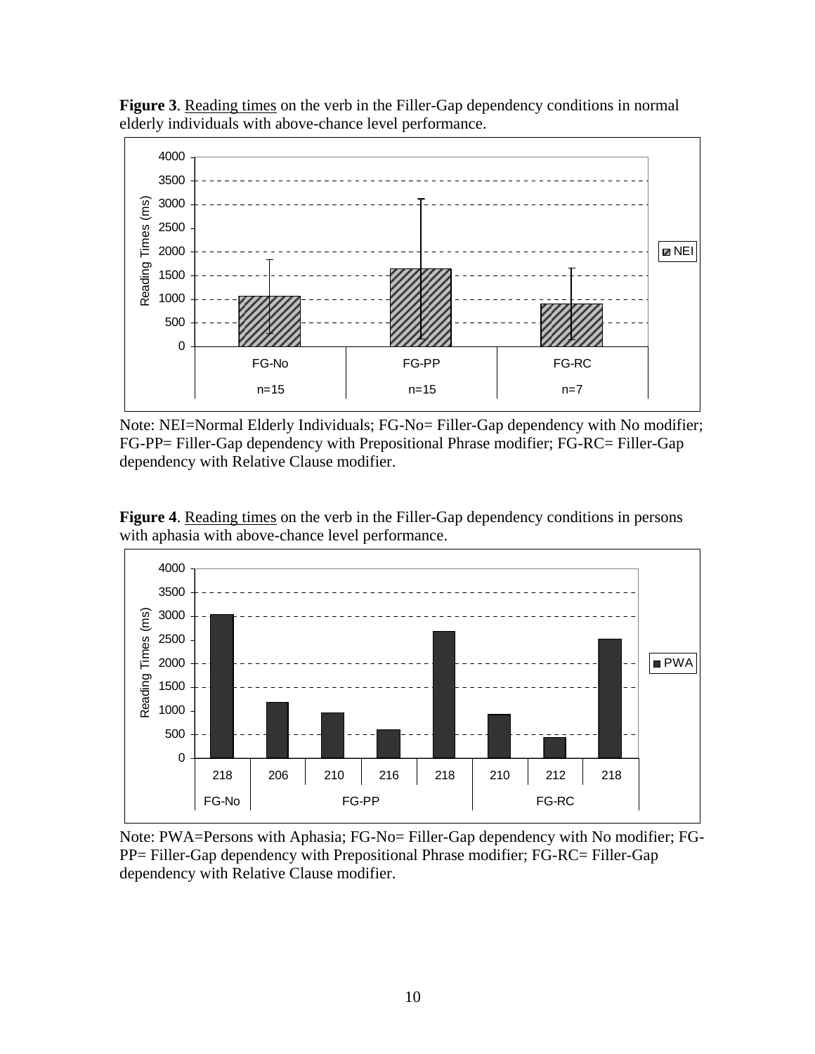**Figure 3**. Reading times on the verb in the Filler-Gap dependency conditions in normal elderly individuals with above-chance level performance.

Reading Times (ms)

4000
3500
3000
2500
2000
1500
1000
500
0

FG-No
n=15

FG-PP
n=15

FG-RC
n=7

NEI

Note: NEI=Normal Elderly Individuals; FG-No= Filler-Gap dependency with No modifier; FG-PP= Filler-Gap dependency with Prepositional Phrase modifier; FG-RC= Filler-Gap dependency with Relative Clause modifier.

**Figure 4**. Reading times on the verb in the Filler-Gap dependency conditions in persons with aphasia with above-chance level performance.

Reading Times (ms)

4000
3500
3000
2500
2000
1500
1000
500
0

218 206 210 216 218 210 212 218

FG-No FG-PP FG-RC

PWA

Note: PWA=Persons with Aphasia; FG-No= Filler-Gap dependency with No modifier; FG-PP= Filler-Gap dependency with Prepositional Phrase modifier; FG-RC= Filler-Gap dependency with Relative Clause modifier.